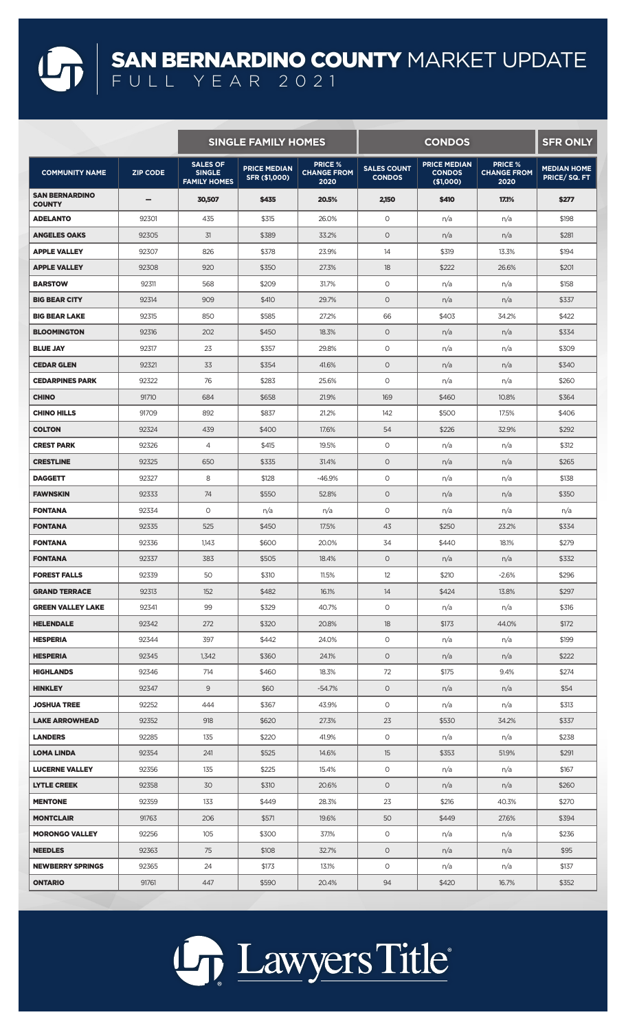# SAN BERNARDINO COUNTY MARKET UPDATE

FULL YEAR 2021

| | | SINGLE FAMILY HOMES | | | CONDOS | | | SFR ONLY |
|---|---|---|---|---|---|---|---|---|
| COMMUNITY NAME | ZIP CODE | SALES OF SINGLE FAMILY HOMES | PRICE MEDIAN SFR ($1,000) | PRICE % CHANGE FROM 2020 | SALES COUNT CONDOS | PRICE MEDIAN CONDOS ($1,000) | PRICE % CHANGE FROM 2020 | MEDIAN HOME PRICE/ SQ. FT |
| **SAN BERNARDINO COUNTY** | – | **30,507** | **$435** | **20.5%** | **2,150** | **$410** | **17.1%** | **$277** |
| **ADELANTO** | 92301 | 435 | $315 | 26.0% | 0 | n/a | n/a | $198 |
| **ANGELES OAKS** | 92305 | 31 | $389 | 33.2% | 0 | n/a | n/a | $281 |
| **APPLE VALLEY** | 92307 | 826 | $378 | 23.9% | 14 | $319 | 13.3% | $194 |
| **APPLE VALLEY** | 92308 | 920 | $350 | 27.3% | 18 | $222 | 26.6% | $201 |
| **BARSTOW** | 92311 | 568 | $209 | 31.7% | 0 | n/a | n/a | $158 |
| **BIG BEAR CITY** | 92314 | 909 | $410 | 29.7% | 0 | n/a | n/a | $337 |
| **BIG BEAR LAKE** | 92315 | 850 | $585 | 27.2% | 66 | $403 | 34.2% | $422 |
| **BLOOMINGTON** | 92316 | 202 | $450 | 18.3% | 0 | n/a | n/a | $334 |
| **BLUE JAY** | 92317 | 23 | $357 | 29.8% | 0 | n/a | n/a | $309 |
| **CEDAR GLEN** | 92321 | 33 | $354 | 41.6% | 0 | n/a | n/a | $340 |
| **CEDARPINES PARK** | 92322 | 76 | $283 | 25.6% | 0 | n/a | n/a | $260 |
| **CHINO** | 91710 | 684 | $658 | 21.9% | 169 | $460 | 10.8% | $364 |
| **CHINO HILLS** | 91709 | 892 | $837 | 21.2% | 142 | $500 | 17.5% | $406 |
| **COLTON** | 92324 | 439 | $400 | 17.6% | 54 | $226 | 32.9% | $292 |
| **CREST PARK** | 92326 | 4 | $415 | 19.5% | 0 | n/a | n/a | $312 |
| **CRESTLINE** | 92325 | 650 | $335 | 31.4% | 0 | n/a | n/a | $265 |
| **DAGGETT** | 92327 | 8 | $128 | -46.9% | 0 | n/a | n/a | $138 |
| **FAWNSKIN** | 92333 | 74 | $550 | 52.8% | 0 | n/a | n/a | $350 |
| **FONTANA** | 92334 | 0 | n/a | n/a | 0 | n/a | n/a | n/a |
| **FONTANA** | 92335 | 525 | $450 | 17.5% | 43 | $250 | 23.2% | $334 |
| **FONTANA** | 92336 | 1,143 | $600 | 20.0% | 34 | $440 | 18.1% | $279 |
| **FONTANA** | 92337 | 383 | $505 | 18.4% | 0 | n/a | n/a | $332 |
| **FOREST FALLS** | 92339 | 50 | $310 | 11.5% | 12 | $210 | -2.6% | $296 |
| **GRAND TERRACE** | 92313 | 152 | $482 | 16.1% | 14 | $424 | 13.8% | $297 |
| **GREEN VALLEY LAKE** | 92341 | 99 | $329 | 40.7% | 0 | n/a | n/a | $316 |
| **HELENDALE** | 92342 | 272 | $320 | 20.8% | 18 | $173 | 44.0% | $172 |
| **HESPERIA** | 92344 | 397 | $442 | 24.0% | 0 | n/a | n/a | $199 |
| **HESPERIA** | 92345 | 1,342 | $360 | 24.1% | 0 | n/a | n/a | $222 |
| **HIGHLANDS** | 92346 | 714 | $460 | 18.3% | 72 | $175 | 9.4% | $274 |
| **HINKLEY** | 92347 | 9 | $60 | -54.7% | 0 | n/a | n/a | $54 |
| **JOSHUA TREE** | 92252 | 444 | $367 | 43.9% | 0 | n/a | n/a | $313 |
| **LAKE ARROWHEAD** | 92352 | 918 | $620 | 27.3% | 23 | $530 | 34.2% | $337 |
| **LANDERS** | 92285 | 135 | $220 | 41.9% | 0 | n/a | n/a | $238 |
| **LOMA LINDA** | 92354 | 241 | $525 | 14.6% | 15 | $353 | 51.9% | $291 |
| **LUCERNE VALLEY** | 92356 | 135 | $225 | 15.4% | 0 | n/a | n/a | $167 |
| **LYTLE CREEK** | 92358 | 30 | $310 | 20.6% | 0 | n/a | n/a | $260 |
| **MENTONE** | 92359 | 133 | $449 | 28.3% | 23 | $216 | 40.3% | $270 |
| **MONTCLAIR** | 91763 | 206 | $571 | 19.6% | 50 | $449 | 27.6% | $394 |
| **MORONGO VALLEY** | 92256 | 105 | $300 | 37.1% | 0 | n/a | n/a | $236 |
| **NEEDLES** | 92363 | 75 | $108 | 32.7% | 0 | n/a | n/a | $95 |
| **NEWBERRY SPRINGS** | 92365 | 24 | $173 | 13.1% | 0 | n/a | n/a | $137 |
| **ONTARIO** | 91761 | 447 | $590 | 20.4% | 94 | $420 | 16.7% | $352 |

LawyersTitle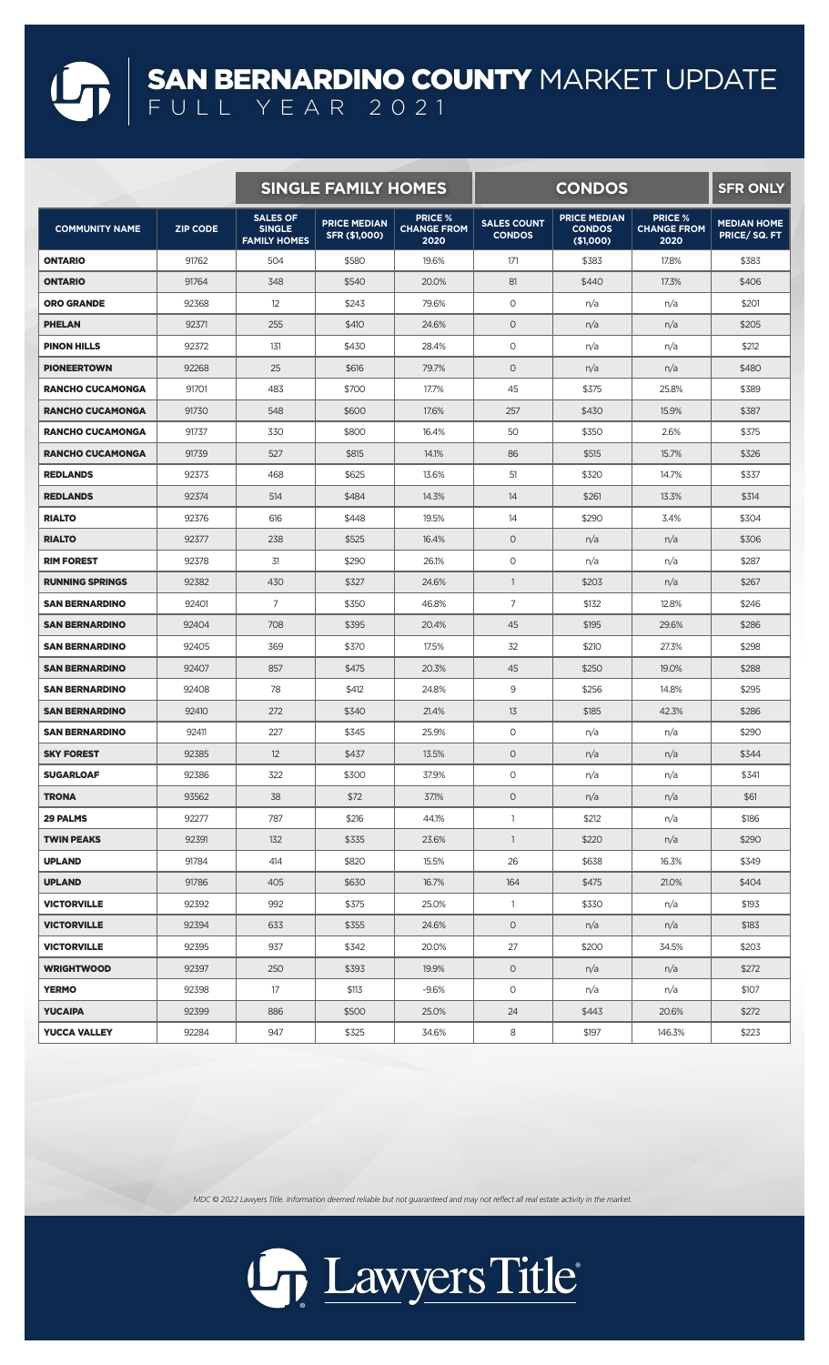# SAN BERNARDINO COUNTY MARKET UPDATE

FULL YEAR 2021

| | | SINGLE FAMILY HOMES | | | CONDOS | | | SFR ONLY |
|---|---|---|---|---|---|---|---|---|
| **COMMUNITY NAME** | **ZIP CODE** | **SALES OF SINGLE FAMILY HOMES** | **PRICE MEDIAN SFR ($1,000)** | **PRICE % CHANGE FROM 2020** | **SALES COUNT CONDOS** | **PRICE MEDIAN CONDOS ($1,000)** | **PRICE % CHANGE FROM 2020** | **MEDIAN HOME PRICE/ SQ. FT** |
| **ONTARIO** | 91762 | 504 | $580 | 19.6% | 171 | $383 | 17.8% | $383 |
| **ONTARIO** | 91764 | 348 | $540 | 20.0% | 81 | $440 | 17.3% | $406 |
| **ORO GRANDE** | 92368 | 12 | $243 | 79.6% | 0 | n/a | n/a | $201 |
| **PHELAN** | 92371 | 255 | $410 | 24.6% | 0 | n/a | n/a | $205 |
| **PINON HILLS** | 92372 | 131 | $430 | 28.4% | 0 | n/a | n/a | $212 |
| **PIONEERTOWN** | 92268 | 25 | $616 | 79.7% | 0 | n/a | n/a | $480 |
| **RANCHO CUCAMONGA** | 91701 | 483 | $700 | 17.7% | 45 | $375 | 25.8% | $389 |
| **RANCHO CUCAMONGA** | 91730 | 548 | $600 | 17.6% | 257 | $430 | 15.9% | $387 |
| **RANCHO CUCAMONGA** | 91737 | 330 | $800 | 16.4% | 50 | $350 | 2.6% | $375 |
| **RANCHO CUCAMONGA** | 91739 | 527 | $815 | 14.1% | 86 | $515 | 15.7% | $326 |
| **REDLANDS** | 92373 | 468 | $625 | 13.6% | 51 | $320 | 14.7% | $337 |
| **REDLANDS** | 92374 | 514 | $484 | 14.3% | 14 | $261 | 13.3% | $314 |
| **RIALTO** | 92376 | 616 | $448 | 19.5% | 14 | $290 | 3.4% | $304 |
| **RIALTO** | 92377 | 238 | $525 | 16.4% | 0 | n/a | n/a | $306 |
| **RIM FOREST** | 92378 | 31 | $290 | 26.1% | 0 | n/a | n/a | $287 |
| **RUNNING SPRINGS** | 92382 | 430 | $327 | 24.6% | 1 | $203 | n/a | $267 |
| **SAN BERNARDINO** | 92401 | 7 | $350 | 46.8% | 7 | $132 | 12.8% | $246 |
| **SAN BERNARDINO** | 92404 | 708 | $395 | 20.4% | 45 | $195 | 29.6% | $286 |
| **SAN BERNARDINO** | 92405 | 369 | $370 | 17.5% | 32 | $210 | 27.3% | $298 |
| **SAN BERNARDINO** | 92407 | 857 | $475 | 20.3% | 45 | $250 | 19.0% | $288 |
| **SAN BERNARDINO** | 92408 | 78 | $412 | 24.8% | 9 | $256 | 14.8% | $295 |
| **SAN BERNARDINO** | 92410 | 272 | $340 | 21.4% | 13 | $185 | 42.3% | $286 |
| **SAN BERNARDINO** | 92411 | 227 | $345 | 25.9% | 0 | n/a | n/a | $290 |
| **SKY FOREST** | 92385 | 12 | $437 | 13.5% | 0 | n/a | n/a | $344 |
| **SUGARLOAF** | 92386 | 322 | $300 | 37.9% | 0 | n/a | n/a | $341 |
| **TRONA** | 93562 | 38 | $72 | 37.1% | 0 | n/a | n/a | $61 |
| **29 PALMS** | 92277 | 787 | $216 | 44.1% | 1 | $212 | n/a | $186 |
| **TWIN PEAKS** | 92391 | 132 | $335 | 23.6% | 1 | $220 | n/a | $290 |
| **UPLAND** | 91784 | 414 | $820 | 15.5% | 26 | $638 | 16.3% | $349 |
| **UPLAND** | 91786 | 405 | $630 | 16.7% | 164 | $475 | 21.0% | $404 |
| **VICTORVILLE** | 92392 | 992 | $375 | 25.0% | 1 | $330 | n/a | $193 |
| **VICTORVILLE** | 92394 | 633 | $355 | 24.6% | 0 | n/a | n/a | $183 |
| **VICTORVILLE** | 92395 | 937 | $342 | 20.0% | 27 | $200 | 34.5% | $203 |
| **WRIGHTWOOD** | 92397 | 250 | $393 | 19.9% | 0 | n/a | n/a | $272 |
| **YERMO** | 92398 | 17 | $113 | -9.6% | 0 | n/a | n/a | $107 |
| **YUCAIPA** | 92399 | 886 | $500 | 25.0% | 24 | $443 | 20.6% | $272 |
| **YUCCA VALLEY** | 92284 | 947 | $325 | 34.6% | 8 | $197 | 146.3% | $223 |

*MDC © 2022 Lawyers Title. Information deemed reliable but not guaranteed and may not reflect all real estate activity in the market.*

Lawyers Title